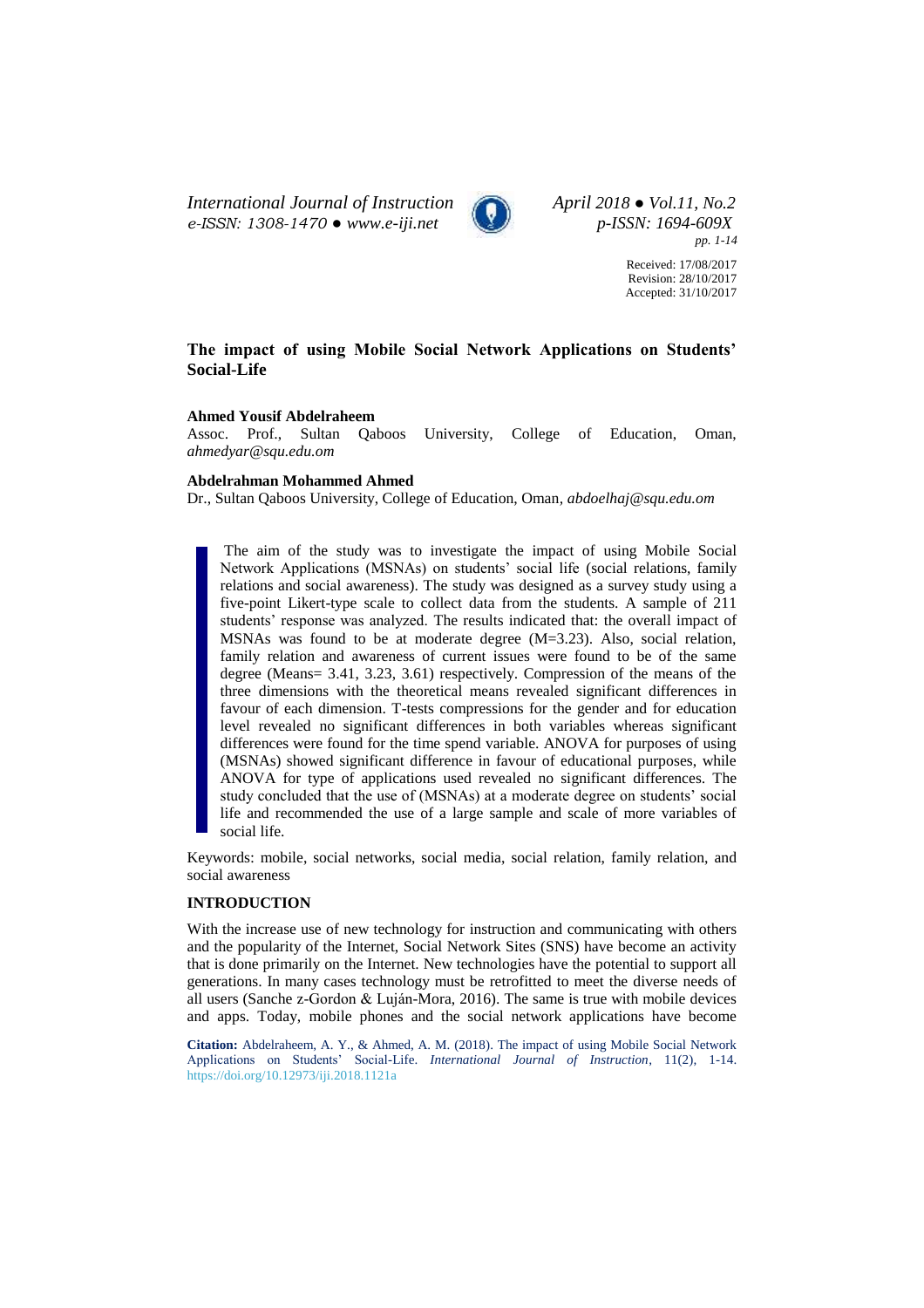Received: 17/08/2017
Revision: 28/10/2017
Accepted: 31/10/2017

# The impact of using Mobile Social Network Applications on Students' Social-Life

**Ahmed Yousif Abdelraheem**
Assoc. Prof., Sultan Qaboos University, College of Education, Oman, *ahmedyar@squ.edu.om*

**Abdelrahman Mohammed Ahmed**
Dr., Sultan Qaboos University, College of Education, Oman, *abdoelhaj@squ.edu.om*

The aim of the study was to investigate the impact of using Mobile Social Network Applications (MSNAs) on students' social life (social relations, family relations and social awareness). The study was designed as a survey study using a five-point Likert-type scale to collect data from the students. A sample of 211 students' response was analyzed. The results indicated that: the overall impact of MSNAs was found to be at moderate degree (M=3.23). Also, social relation, family relation and awareness of current issues were found to be of the same degree (Means= 3.41, 3.23, 3.61) respectively. Compression of the means of the three dimensions with the theoretical means revealed significant differences in favour of each dimension. T-tests compressions for the gender and for education level revealed no significant differences in both variables whereas significant differences were found for the time spend variable. ANOVA for purposes of using (MSNAs) showed significant difference in favour of educational purposes, while ANOVA for type of applications used revealed no significant differences. The study concluded that the use of (MSNAs) at a moderate degree on students' social life and recommended the use of a large sample and scale of more variables of social life.

Keywords: mobile, social networks, social media, social relation, family relation, and social awareness

## INTRODUCTION

With the increase use of new technology for instruction and communicating with others and the popularity of the Internet, Social Network Sites (SNS) have become an activity that is done primarily on the Internet. New technologies have the potential to support all generations. In many cases technology must be retrofitted to meet the diverse needs of all users (Sanche z-Gordon & Luján-Mora, 2016). The same is true with mobile devices and apps. Today, mobile phones and the social network applications have become

**Citation:** Abdelraheem, A. Y., & Ahmed, A. M. (2018). The impact of using Mobile Social Network Applications on Students' Social-Life. *International Journal of Instruction*, 11(2), 1-14. https://doi.org/10.12973/iji.2018.1121a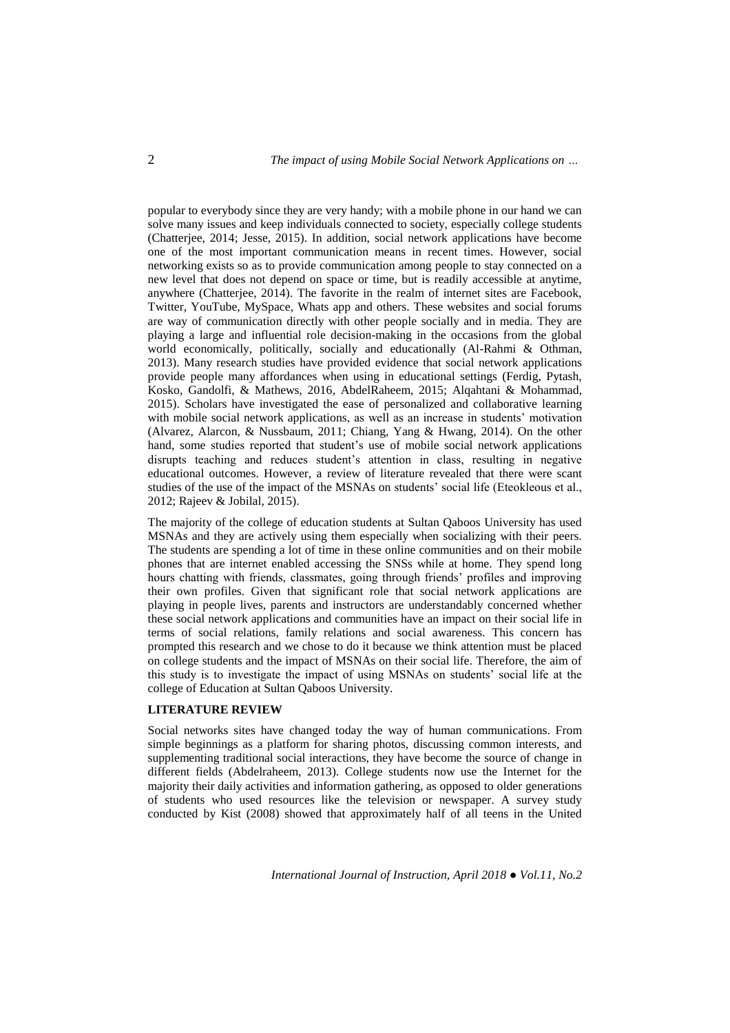popular to everybody since they are very handy; with a mobile phone in our hand we can solve many issues and keep individuals connected to society, especially college students (Chatterjee, 2014; Jesse, 2015). In addition, social network applications have become one of the most important communication means in recent times. However, social networking exists so as to provide communication among people to stay connected on a new level that does not depend on space or time, but is readily accessible at anytime, anywhere (Chatterjee, 2014). The favorite in the realm of internet sites are Facebook, Twitter, YouTube, MySpace, Whats app and others. These websites and social forums are way of communication directly with other people socially and in media. They are playing a large and influential role decision-making in the occasions from the global world economically, politically, socially and educationally (Al-Rahmi & Othman, 2013). Many research studies have provided evidence that social network applications provide people many affordances when using in educational settings (Ferdig, Pytash, Kosko, Gandolfi, & Mathews, 2016, AbdelRaheem, 2015; Alqahtani & Mohammad, 2015). Scholars have investigated the ease of personalized and collaborative learning with mobile social network applications, as well as an increase in students' motivation (Alvarez, Alarcon, & Nussbaum, 2011; Chiang, Yang & Hwang, 2014). On the other hand, some studies reported that student's use of mobile social network applications disrupts teaching and reduces student's attention in class, resulting in negative educational outcomes. However, a review of literature revealed that there were scant studies of the use of the impact of the MSNAs on students' social life (Eteokleous et al., 2012; Rajeev & Jobilal, 2015).

The majority of the college of education students at Sultan Qaboos University has used MSNAs and they are actively using them especially when socializing with their peers. The students are spending a lot of time in these online communities and on their mobile phones that are internet enabled accessing the SNSs while at home. They spend long hours chatting with friends, classmates, going through friends' profiles and improving their own profiles. Given that significant role that social network applications are playing in people lives, parents and instructors are understandably concerned whether these social network applications and communities have an impact on their social life in terms of social relations, family relations and social awareness. This concern has prompted this research and we chose to do it because we think attention must be placed on college students and the impact of MSNAs on their social life. Therefore, the aim of this study is to investigate the impact of using MSNAs on students' social life at the college of Education at Sultan Qaboos University.

## LITERATURE REVIEW

Social networks sites have changed today the way of human communications. From simple beginnings as a platform for sharing photos, discussing common interests, and supplementing traditional social interactions, they have become the source of change in different fields (Abdelraheem, 2013). College students now use the Internet for the majority their daily activities and information gathering, as opposed to older generations of students who used resources like the television or newspaper. A survey study conducted by Kist (2008) showed that approximately half of all teens in the United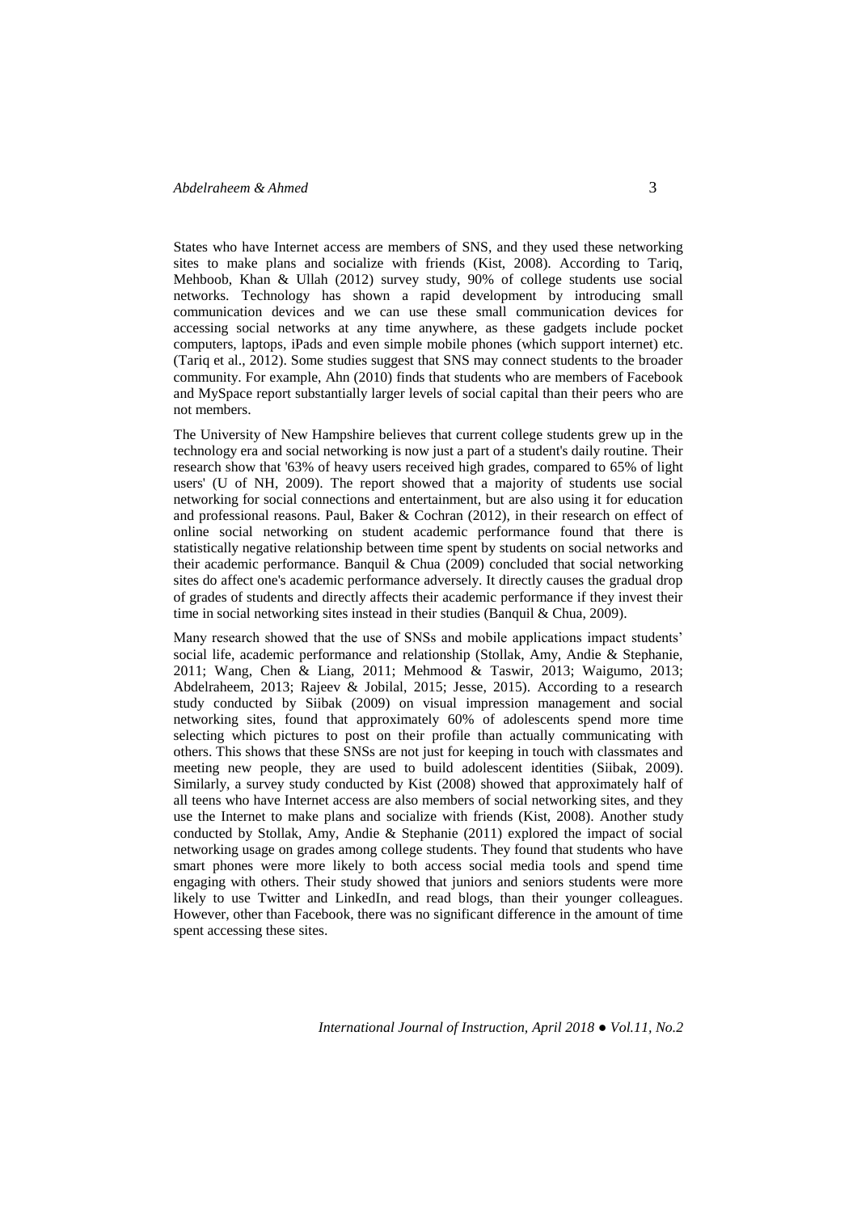States who have Internet access are members of SNS, and they used these networking sites to make plans and socialize with friends (Kist, 2008). According to Tariq, Mehboob, Khan & Ullah (2012) survey study, 90% of college students use social networks. Technology has shown a rapid development by introducing small communication devices and we can use these small communication devices for accessing social networks at any time anywhere, as these gadgets include pocket computers, laptops, iPads and even simple mobile phones (which support internet) etc. (Tariq et al., 2012). Some studies suggest that SNS may connect students to the broader community. For example, Ahn (2010) finds that students who are members of Facebook and MySpace report substantially larger levels of social capital than their peers who are not members.

The University of New Hampshire believes that current college students grew up in the technology era and social networking is now just a part of a student's daily routine. Their research show that '63% of heavy users received high grades, compared to 65% of light users' (U of NH, 2009). The report showed that a majority of students use social networking for social connections and entertainment, but are also using it for education and professional reasons. Paul, Baker & Cochran (2012), in their research on effect of online social networking on student academic performance found that there is statistically negative relationship between time spent by students on social networks and their academic performance. Banquil & Chua (2009) concluded that social networking sites do affect one's academic performance adversely. It directly causes the gradual drop of grades of students and directly affects their academic performance if they invest their time in social networking sites instead in their studies (Banquil & Chua, 2009).

Many research showed that the use of SNSs and mobile applications impact students' social life, academic performance and relationship (Stollak, Amy, Andie & Stephanie, 2011; Wang, Chen & Liang, 2011; Mehmood & Taswir, 2013; Waigumo, 2013; Abdelraheem, 2013; Rajeev & Jobilal, 2015; Jesse, 2015). According to a research study conducted by Siibak (2009) on visual impression management and social networking sites, found that approximately 60% of adolescents spend more time selecting which pictures to post on their profile than actually communicating with others. This shows that these SNSs are not just for keeping in touch with classmates and meeting new people, they are used to build adolescent identities (Siibak, 2009). Similarly, a survey study conducted by Kist (2008) showed that approximately half of all teens who have Internet access are also members of social networking sites, and they use the Internet to make plans and socialize with friends (Kist, 2008). Another study conducted by Stollak, Amy, Andie & Stephanie (2011) explored the impact of social networking usage on grades among college students. They found that students who have smart phones were more likely to both access social media tools and spend time engaging with others. Their study showed that juniors and seniors students were more likely to use Twitter and LinkedIn, and read blogs, than their younger colleagues. However, other than Facebook, there was no significant difference in the amount of time spent accessing these sites.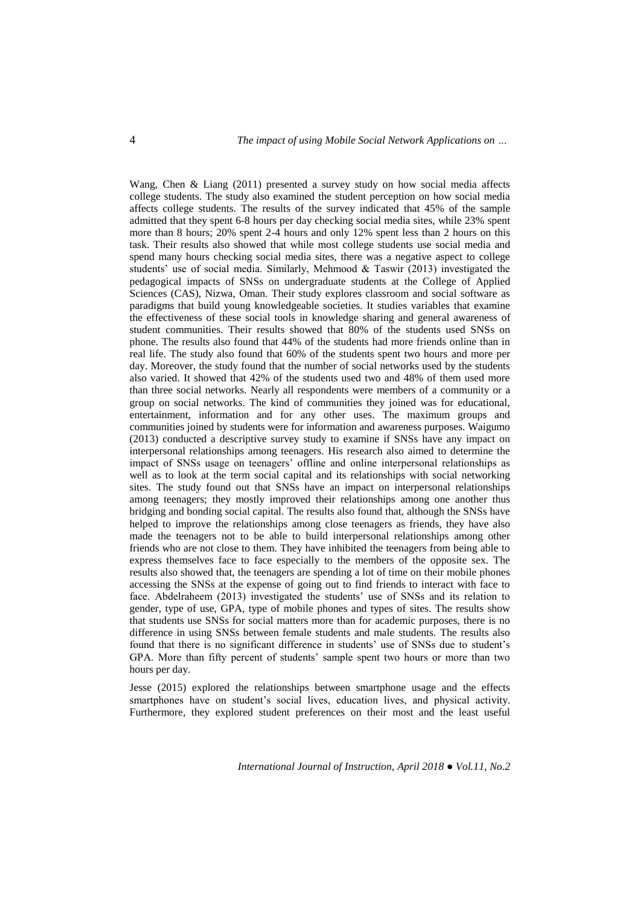Wang, Chen & Liang (2011) presented a survey study on how social media affects college students. The study also examined the student perception on how social media affects college students. The results of the survey indicated that 45% of the sample admitted that they spent 6-8 hours per day checking social media sites, while 23% spent more than 8 hours; 20% spent 2-4 hours and only 12% spent less than 2 hours on this task. Their results also showed that while most college students use social media and spend many hours checking social media sites, there was a negative aspect to college students' use of social media. Similarly, Mehmood & Taswir (2013) investigated the pedagogical impacts of SNSs on undergraduate students at the College of Applied Sciences (CAS), Nizwa, Oman. Their study explores classroom and social software as paradigms that build young knowledgeable societies. It studies variables that examine the effectiveness of these social tools in knowledge sharing and general awareness of student communities. Their results showed that 80% of the students used SNSs on phone. The results also found that 44% of the students had more friends online than in real life. The study also found that 60% of the students spent two hours and more per day. Moreover, the study found that the number of social networks used by the students also varied. It showed that 42% of the students used two and 48% of them used more than three social networks. Nearly all respondents were members of a community or a group on social networks. The kind of communities they joined was for educational, entertainment, information and for any other uses. The maximum groups and communities joined by students were for information and awareness purposes. Waigumo (2013) conducted a descriptive survey study to examine if SNSs have any impact on interpersonal relationships among teenagers. His research also aimed to determine the impact of SNSs usage on teenagers' offline and online interpersonal relationships as well as to look at the term social capital and its relationships with social networking sites. The study found out that SNSs have an impact on interpersonal relationships among teenagers; they mostly improved their relationships among one another thus bridging and bonding social capital. The results also found that, although the SNSs have helped to improve the relationships among close teenagers as friends, they have also made the teenagers not to be able to build interpersonal relationships among other friends who are not close to them. They have inhibited the teenagers from being able to express themselves face to face especially to the members of the opposite sex. The results also showed that, the teenagers are spending a lot of time on their mobile phones accessing the SNSs at the expense of going out to find friends to interact with face to face. Abdelraheem (2013) investigated the students' use of SNSs and its relation to gender, type of use, GPA, type of mobile phones and types of sites. The results show that students use SNSs for social matters more than for academic purposes, there is no difference in using SNSs between female students and male students. The results also found that there is no significant difference in students' use of SNSs due to student's GPA. More than fifty percent of students' sample spent two hours or more than two hours per day.

Jesse (2015) explored the relationships between smartphone usage and the effects smartphones have on student's social lives, education lives, and physical activity. Furthermore, they explored student preferences on their most and the least useful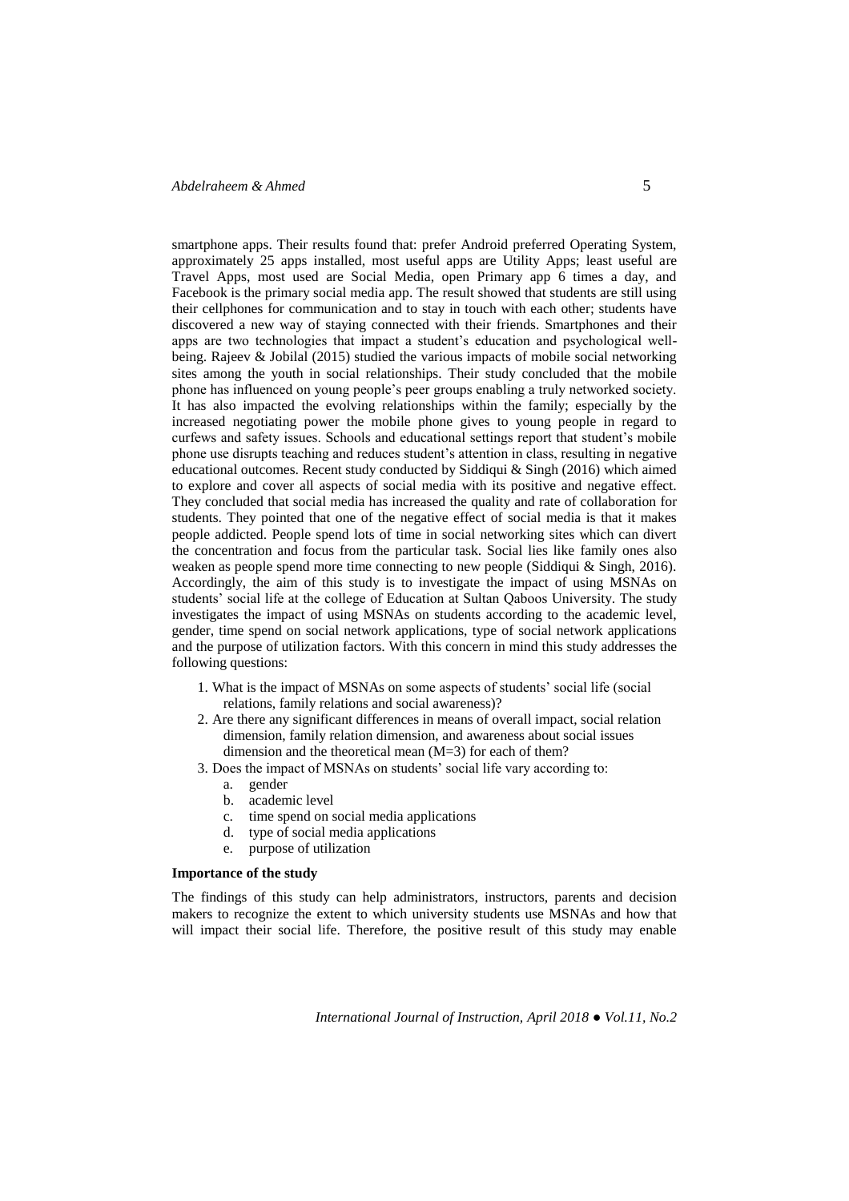smartphone apps. Their results found that: prefer Android preferred Operating System, approximately 25 apps installed, most useful apps are Utility Apps; least useful are Travel Apps, most used are Social Media, open Primary app 6 times a day, and Facebook is the primary social media app. The result showed that students are still using their cellphones for communication and to stay in touch with each other; students have discovered a new way of staying connected with their friends. Smartphones and their apps are two technologies that impact a student's education and psychological well-being. Rajeev & Jobilal (2015) studied the various impacts of mobile social networking sites among the youth in social relationships. Their study concluded that the mobile phone has influenced on young people's peer groups enabling a truly networked society. It has also impacted the evolving relationships within the family; especially by the increased negotiating power the mobile phone gives to young people in regard to curfews and safety issues. Schools and educational settings report that student's mobile phone use disrupts teaching and reduces student's attention in class, resulting in negative educational outcomes. Recent study conducted by Siddiqui & Singh (2016) which aimed to explore and cover all aspects of social media with its positive and negative effect. They concluded that social media has increased the quality and rate of collaboration for students. They pointed that one of the negative effect of social media is that it makes people addicted. People spend lots of time in social networking sites which can divert the concentration and focus from the particular task. Social lies like family ones also weaken as people spend more time connecting to new people (Siddiqui & Singh, 2016). Accordingly, the aim of this study is to investigate the impact of using MSNAs on students' social life at the college of Education at Sultan Qaboos University. The study investigates the impact of using MSNAs on students according to the academic level, gender, time spend on social network applications, type of social network applications and the purpose of utilization factors. With this concern in mind this study addresses the following questions:

1. What is the impact of MSNAs on some aspects of students' social life (social relations, family relations and social awareness)?
2. Are there any significant differences in means of overall impact, social relation dimension, family relation dimension, and awareness about social issues dimension and the theoretical mean (M=3) for each of them?
3. Does the impact of MSNAs on students' social life vary according to:
   a. gender
   b. academic level
   c. time spend on social media applications
   d. type of social media applications
   e. purpose of utilization

**Importance of the study**

The findings of this study can help administrators, instructors, parents and decision makers to recognize the extent to which university students use MSNAs and how that will impact their social life. Therefore, the positive result of this study may enable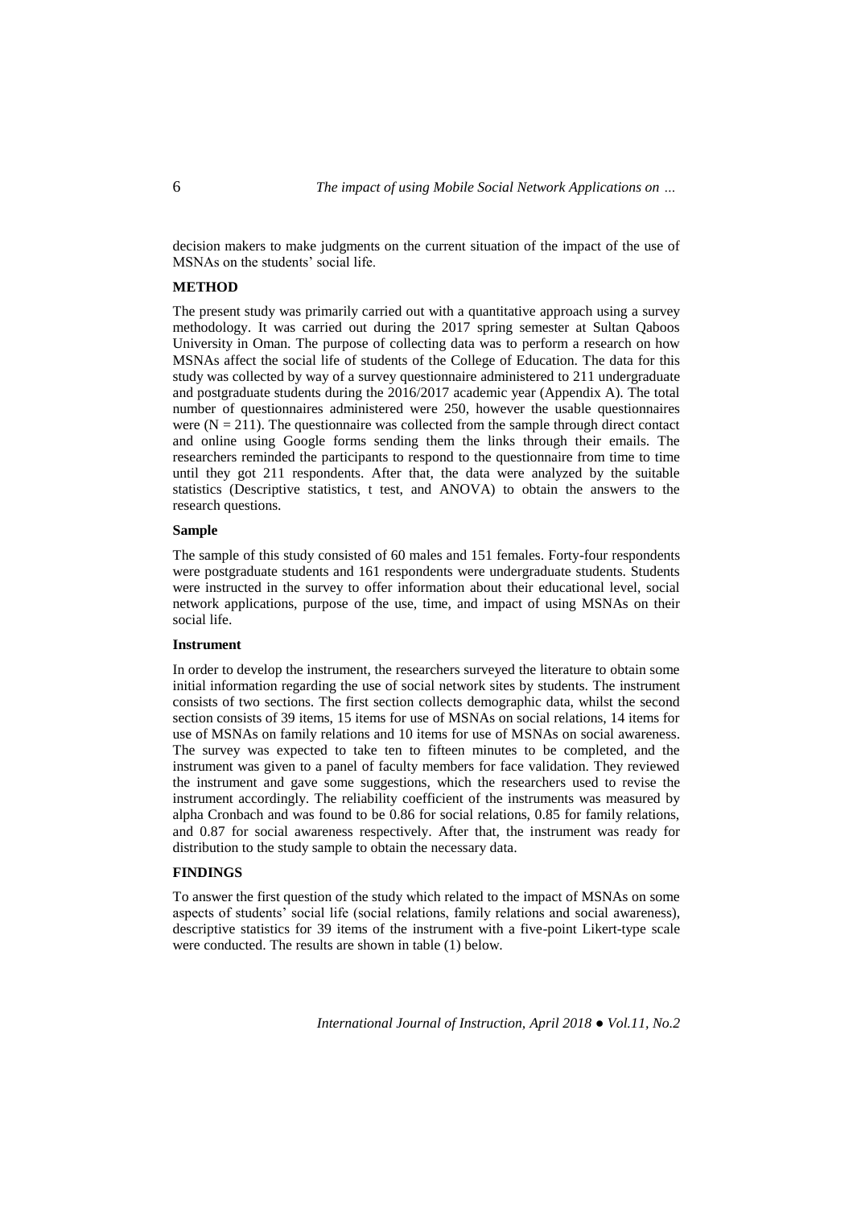decision makers to make judgments on the current situation of the impact of the use of MSNAs on the students' social life.

## METHOD

The present study was primarily carried out with a quantitative approach using a survey methodology. It was carried out during the 2017 spring semester at Sultan Qaboos University in Oman. The purpose of collecting data was to perform a research on how MSNAs affect the social life of students of the College of Education. The data for this study was collected by way of a survey questionnaire administered to 211 undergraduate and postgraduate students during the 2016/2017 academic year (Appendix A). The total number of questionnaires administered were 250, however the usable questionnaires were ($N = 211$). The questionnaire was collected from the sample through direct contact and online using Google forms sending them the links through their emails. The researchers reminded the participants to respond to the questionnaire from time to time until they got 211 respondents. After that, the data were analyzed by the suitable statistics (Descriptive statistics, t test, and ANOVA) to obtain the answers to the research questions.

### Sample

The sample of this study consisted of 60 males and 151 females. Forty-four respondents were postgraduate students and 161 respondents were undergraduate students. Students were instructed in the survey to offer information about their educational level, social network applications, purpose of the use, time, and impact of using MSNAs on their social life.

### Instrument

In order to develop the instrument, the researchers surveyed the literature to obtain some initial information regarding the use of social network sites by students. The instrument consists of two sections. The first section collects demographic data, whilst the second section consists of 39 items, 15 items for use of MSNAs on social relations, 14 items for use of MSNAs on family relations and 10 items for use of MSNAs on social awareness. The survey was expected to take ten to fifteen minutes to be completed, and the instrument was given to a panel of faculty members for face validation. They reviewed the instrument and gave some suggestions, which the researchers used to revise the instrument accordingly. The reliability coefficient of the instruments was measured by alpha Cronbach and was found to be 0.86 for social relations, 0.85 for family relations, and 0.87 for social awareness respectively. After that, the instrument was ready for distribution to the study sample to obtain the necessary data.

## FINDINGS

To answer the first question of the study which related to the impact of MSNAs on some aspects of students' social life (social relations, family relations and social awareness), descriptive statistics for 39 items of the instrument with a five-point Likert-type scale were conducted. The results are shown in table (1) below.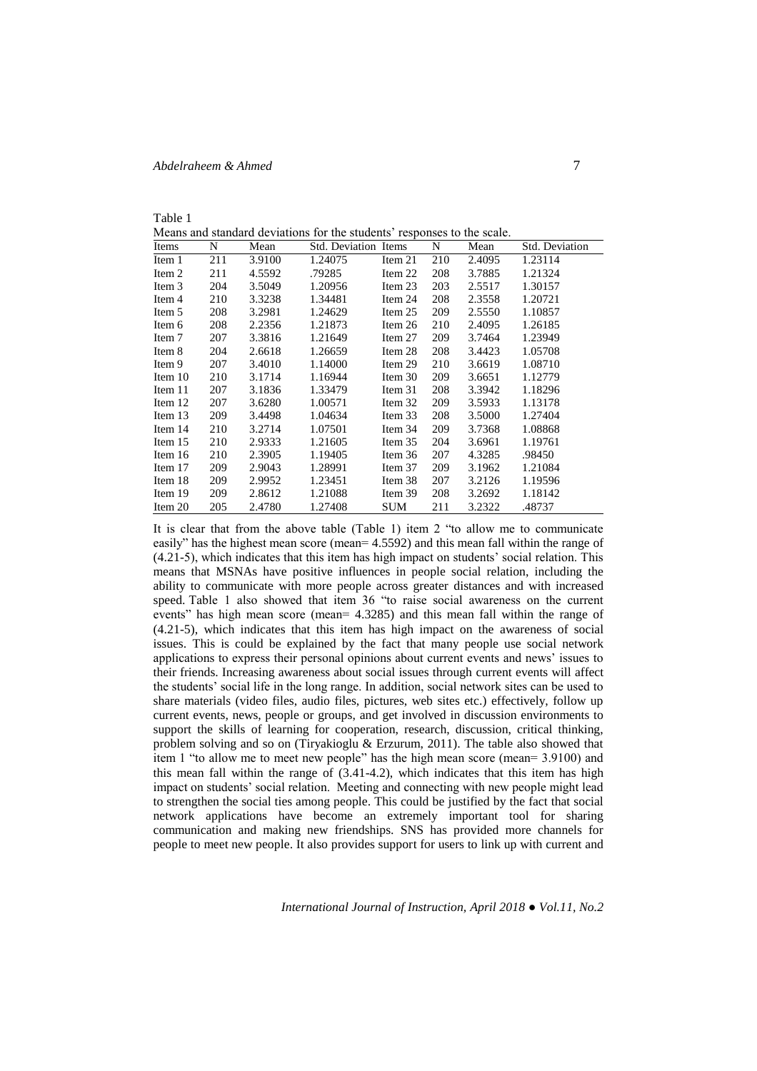Table 1

Means and standard deviations for the students' responses to the scale.

| Items | N | Mean | Std. Deviation | Items | N | Mean | Std. Deviation |
|---|---|---|---|---|---|---|---|
| Item 1 | 211 | 3.9100 | 1.24075 | Item 21 | 210 | 2.4095 | 1.23114 |
| Item 2 | 211 | 4.5592 | .79285 | Item 22 | 208 | 3.7885 | 1.21324 |
| Item 3 | 204 | 3.5049 | 1.20956 | Item 23 | 203 | 2.5517 | 1.30157 |
| Item 4 | 210 | 3.3238 | 1.34481 | Item 24 | 208 | 2.3558 | 1.20721 |
| Item 5 | 208 | 3.2981 | 1.24629 | Item 25 | 209 | 2.5550 | 1.10857 |
| Item 6 | 208 | 2.2356 | 1.21873 | Item 26 | 210 | 2.4095 | 1.26185 |
| Item 7 | 207 | 3.3816 | 1.21649 | Item 27 | 209 | 3.7464 | 1.23949 |
| Item 8 | 204 | 2.6618 | 1.26659 | Item 28 | 208 | 3.4423 | 1.05708 |
| Item 9 | 207 | 3.4010 | 1.14000 | Item 29 | 210 | 3.6619 | 1.08710 |
| Item 10 | 210 | 3.1714 | 1.16944 | Item 30 | 209 | 3.6651 | 1.12779 |
| Item 11 | 207 | 3.1836 | 1.33479 | Item 31 | 208 | 3.3942 | 1.18296 |
| Item 12 | 207 | 3.6280 | 1.00571 | Item 32 | 209 | 3.5933 | 1.13178 |
| Item 13 | 209 | 3.4498 | 1.04634 | Item 33 | 208 | 3.5000 | 1.27404 |
| Item 14 | 210 | 3.2714 | 1.07501 | Item 34 | 209 | 3.7368 | 1.08868 |
| Item 15 | 210 | 2.9333 | 1.21605 | Item 35 | 204 | 3.6961 | 1.19761 |
| Item 16 | 210 | 2.3905 | 1.19405 | Item 36 | 207 | 4.3285 | .98450 |
| Item 17 | 209 | 2.9043 | 1.28991 | Item 37 | 209 | 3.1962 | 1.21084 |
| Item 18 | 209 | 2.9952 | 1.23451 | Item 38 | 207 | 3.2126 | 1.19596 |
| Item 19 | 209 | 2.8612 | 1.21088 | Item 39 | 208 | 3.2692 | 1.18142 |
| Item 20 | 205 | 2.4780 | 1.27408 | SUM | 211 | 3.2322 | .48737 |

It is clear that from the above table (Table 1) item 2 "to allow me to communicate easily" has the highest mean score (mean= 4.5592) and this mean fall within the range of (4.21-5), which indicates that this item has high impact on students' social relation. This means that MSNAs have positive influences in people social relation, including the ability to communicate with more people across greater distances and with increased speed. Table 1 also showed that item 36 "to raise social awareness on the current events" has high mean score (mean= 4.3285) and this mean fall within the range of (4.21-5), which indicates that this item has high impact on the awareness of social issues. This is could be explained by the fact that many people use social network applications to express their personal opinions about current events and news' issues to their friends. Increasing awareness about social issues through current events will affect the students' social life in the long range. In addition, social network sites can be used to share materials (video files, audio files, pictures, web sites etc.) effectively, follow up current events, news, people or groups, and get involved in discussion environments to support the skills of learning for cooperation, research, discussion, critical thinking, problem solving and so on (Tiryakioglu & Erzurum, 2011). The table also showed that item 1 "to allow me to meet new people" has the high mean score (mean= 3.9100) and this mean fall within the range of (3.41-4.2), which indicates that this item has high impact on students' social relation. Meeting and connecting with new people might lead to strengthen the social ties among people. This could be justified by the fact that social network applications have become an extremely important tool for sharing communication and making new friendships. SNS has provided more channels for people to meet new people. It also provides support for users to link up with current and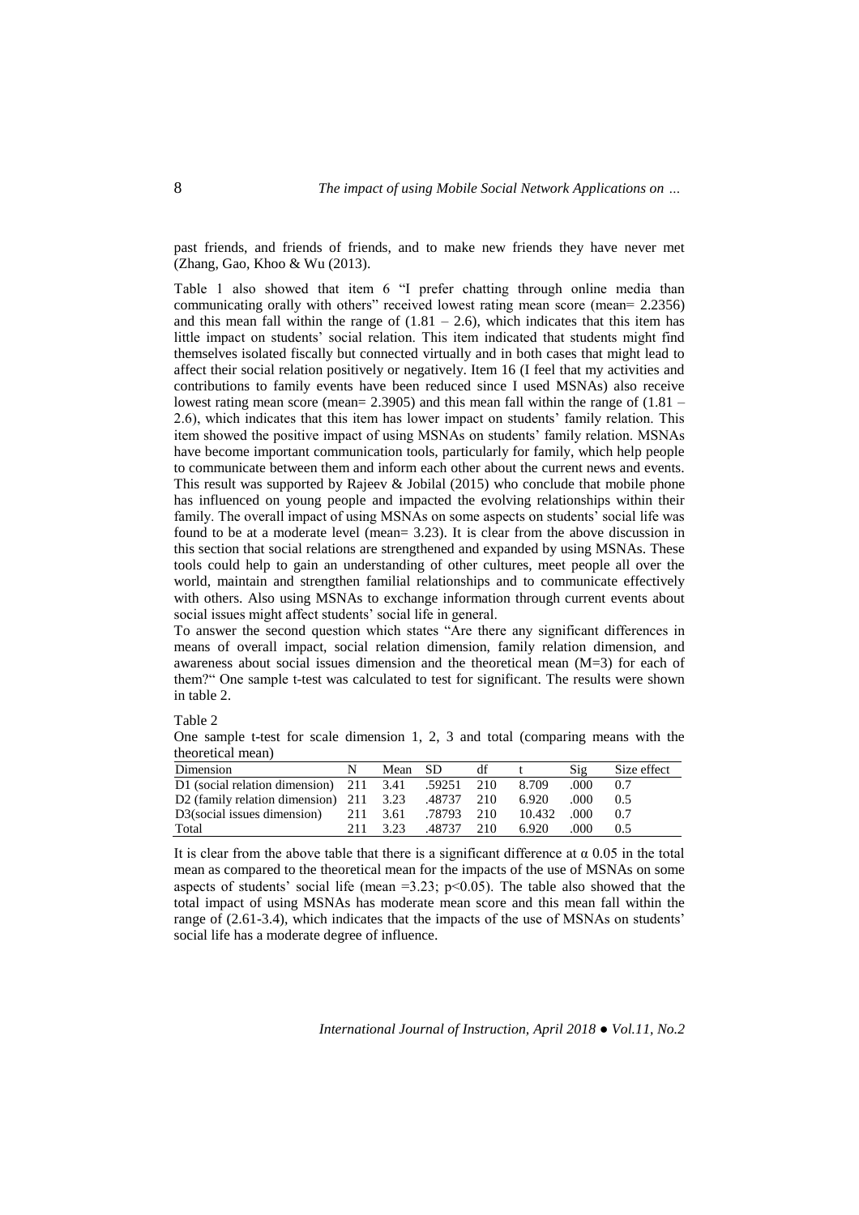past friends, and friends of friends, and to make new friends they have never met (Zhang, Gao, Khoo & Wu (2013).

Table 1 also showed that item 6 "I prefer chatting through online media than communicating orally with others" received lowest rating mean score (mean= 2.2356) and this mean fall within the range of (1.81 – 2.6), which indicates that this item has little impact on students' social relation. This item indicated that students might find themselves isolated fiscally but connected virtually and in both cases that might lead to affect their social relation positively or negatively. Item 16 (I feel that my activities and contributions to family events have been reduced since I used MSNAs) also receive lowest rating mean score (mean= 2.3905) and this mean fall within the range of (1.81 – 2.6), which indicates that this item has lower impact on students' family relation. This item showed the positive impact of using MSNAs on students' family relation. MSNAs have become important communication tools, particularly for family, which help people to communicate between them and inform each other about the current news and events. This result was supported by Rajeev & Jobilal (2015) who conclude that mobile phone has influenced on young people and impacted the evolving relationships within their family. The overall impact of using MSNAs on some aspects on students' social life was found to be at a moderate level (mean= 3.23). It is clear from the above discussion in this section that social relations are strengthened and expanded by using MSNAs. These tools could help to gain an understanding of other cultures, meet people all over the world, maintain and strengthen familial relationships and to communicate effectively with others. Also using MSNAs to exchange information through current events about social issues might affect students' social life in general.

To answer the second question which states "Are there any significant differences in means of overall impact, social relation dimension, family relation dimension, and awareness about social issues dimension and the theoretical mean (M=3) for each of them?" One sample t-test was calculated to test for significant. The results were shown in table 2.

Table 2

One sample t-test for scale dimension 1, 2, 3 and total (comparing means with the theoretical mean)

| Dimension | N | Mean | SD | df | t | Sig | Size effect |
|---|---|---|---|---|---|---|---|
| D1 (social relation dimension) | 211 | 3.41 | .59251 | 210 | 8.709 | .000 | 0.7 |
| D2 (family relation dimension) | 211 | 3.23 | .48737 | 210 | 6.920 | .000 | 0.5 |
| D3(social issues dimension) | 211 | 3.61 | .78793 | 210 | 10.432 | .000 | 0.7 |
| Total | 211 | 3.23 | .48737 | 210 | 6.920 | .000 | 0.5 |

It is clear from the above table that there is a significant difference at $\alpha$ 0.05 in the total mean as compared to the theoretical mean for the impacts of the use of MSNAs on some aspects of students' social life (mean =3.23; $p<0.05$). The table also showed that the total impact of using MSNAs has moderate mean score and this mean fall within the range of (2.61-3.4), which indicates that the impacts of the use of MSNAs on students' social life has a moderate degree of influence.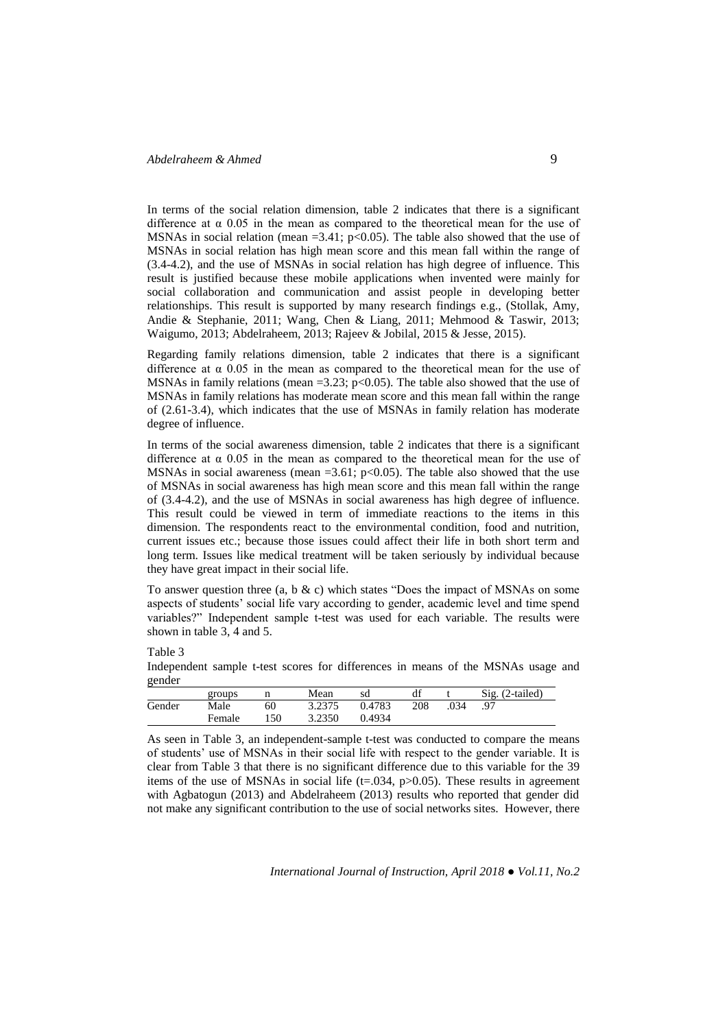In terms of the social relation dimension, table 2 indicates that there is a significant difference at α 0.05 in the mean as compared to the theoretical mean for the use of MSNAs in social relation (mean =3.41; $p<0.05$). The table also showed that the use of MSNAs in social relation has high mean score and this mean fall within the range of (3.4-4.2), and the use of MSNAs in social relation has high degree of influence. This result is justified because these mobile applications when invented were mainly for social collaboration and communication and assist people in developing better relationships. This result is supported by many research findings e.g., (Stollak, Amy, Andie & Stephanie, 2011; Wang, Chen & Liang, 2011; Mehmood & Taswir, 2013; Waigumo, 2013; Abdelraheem, 2013; Rajeev & Jobilal, 2015 & Jesse, 2015).

Regarding family relations dimension, table 2 indicates that there is a significant difference at α 0.05 in the mean as compared to the theoretical mean for the use of MSNAs in family relations (mean =3.23; $p<0.05$). The table also showed that the use of MSNAs in family relations has moderate mean score and this mean fall within the range of (2.61-3.4), which indicates that the use of MSNAs in family relation has moderate degree of influence.

In terms of the social awareness dimension, table 2 indicates that there is a significant difference at α 0.05 in the mean as compared to the theoretical mean for the use of MSNAs in social awareness (mean =3.61; $p<0.05$). The table also showed that the use of MSNAs in social awareness has high mean score and this mean fall within the range of (3.4-4.2), and the use of MSNAs in social awareness has high degree of influence. This result could be viewed in term of immediate reactions to the items in this dimension. The respondents react to the environmental condition, food and nutrition, current issues etc.; because those issues could affect their life in both short term and long term. Issues like medical treatment will be taken seriously by individual because they have great impact in their social life.

To answer question three (a, b & c) which states "Does the impact of MSNAs on some aspects of students' social life vary according to gender, academic level and time spend variables?" Independent sample t-test was used for each variable. The results were shown in table 3, 4 and 5.

Table 3

Independent sample t-test scores for differences in means of the MSNAs usage and gender

| | groups | n | Mean | sd | df | t | Sig. (2-tailed) |
|---|---|---|---|---|---|---|---|
| Gender | Male | 60 | 3.2375 | 0.4783 | 208 | .034 | .97 |
| | Female | 150 | 3.2350 | 0.4934 | | | |

As seen in Table 3, an independent-sample t-test was conducted to compare the means of students' use of MSNAs in their social life with respect to the gender variable. It is clear from Table 3 that there is no significant difference due to this variable for the 39 items of the use of MSNAs in social life ($t=.034$, $p>0.05$). These results in agreement with Agbatogun (2013) and Abdelraheem (2013) results who reported that gender did not make any significant contribution to the use of social networks sites. However, there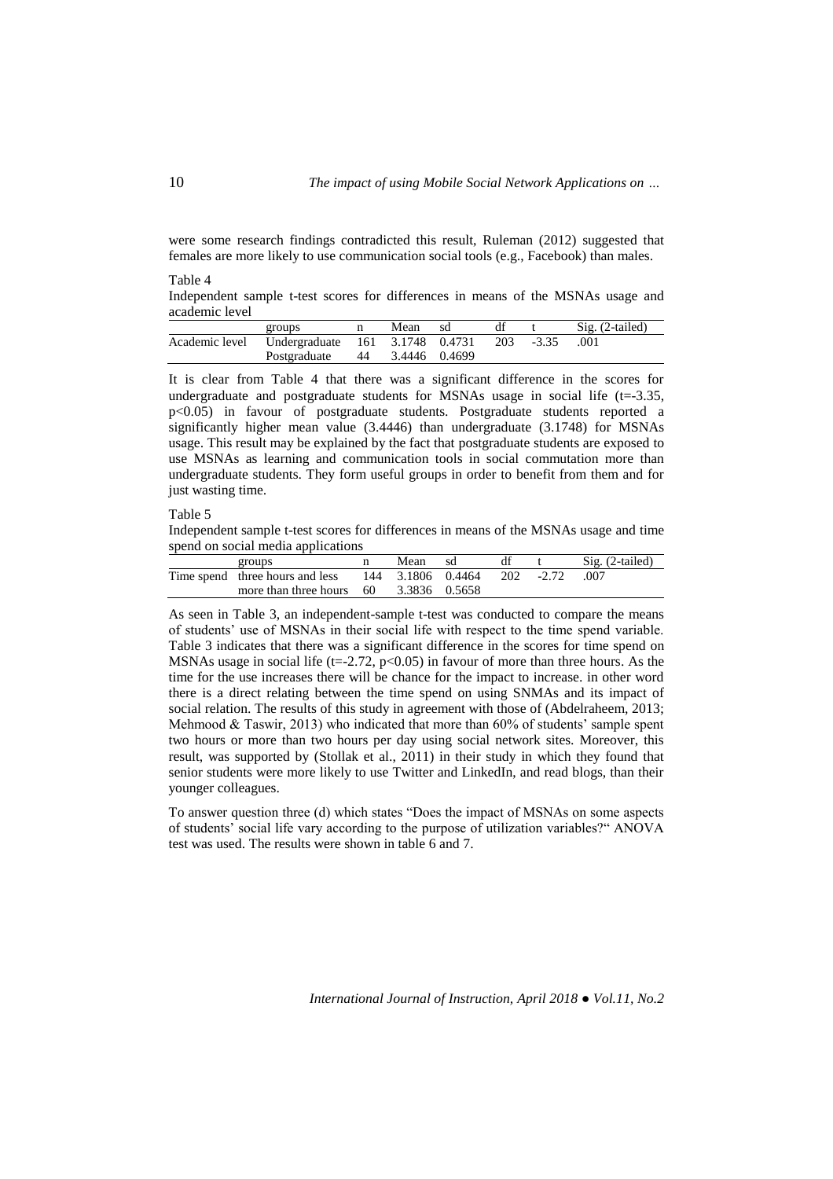were some research findings contradicted this result, Ruleman (2012) suggested that females are more likely to use communication social tools (e.g., Facebook) than males.

Table 4
Independent sample t-test scores for differences in means of the MSNAs usage and academic level

| | groups | n | Mean | sd | df | t | Sig. (2-tailed) |
|---|---|---|---|---|---|---|---|
| Academic level | Undergraduate | 161 | 3.1748 | 0.4731 | 203 | -3.35 | .001 |
| | Postgraduate | 44 | 3.4446 | 0.4699 | | | |

It is clear from Table 4 that there was a significant difference in the scores for undergraduate and postgraduate students for MSNAs usage in social life ($t=-3.35$, $p<0.05$) in favour of postgraduate students. Postgraduate students reported a significantly higher mean value (3.4446) than undergraduate (3.1748) for MSNAs usage. This result may be explained by the fact that postgraduate students are exposed to use MSNAs as learning and communication tools in social commutation more than undergraduate students. They form useful groups in order to benefit from them and for just wasting time.

Table 5
Independent sample t-test scores for differences in means of the MSNAs usage and time spend on social media applications

| | groups | n | Mean | sd | df | t | Sig. (2-tailed) |
|---|---|---|---|---|---|---|---|
| Time spend | three hours and less | 144 | 3.1806 | 0.4464 | 202 | -2.72 | .007 |
| | more than three hours | 60 | 3.3836 | 0.5658 | | | |

As seen in Table 3, an independent-sample t-test was conducted to compare the means of students' use of MSNAs in their social life with respect to the time spend variable. Table 3 indicates that there was a significant difference in the scores for time spend on MSNAs usage in social life ($t=-2.72$, $p<0.05$) in favour of more than three hours. As the time for the use increases there will be chance for the impact to increase. in other word there is a direct relating between the time spend on using SNMAs and its impact of social relation. The results of this study in agreement with those of (Abdelraheem, 2013; Mehmood & Taswir, 2013) who indicated that more than 60% of students' sample spent two hours or more than two hours per day using social network sites. Moreover, this result, was supported by (Stollak et al., 2011) in their study in which they found that senior students were more likely to use Twitter and LinkedIn, and read blogs, than their younger colleagues.

To answer question three (d) which states "Does the impact of MSNAs on some aspects of students' social life vary according to the purpose of utilization variables?" ANOVA test was used. The results were shown in table 6 and 7.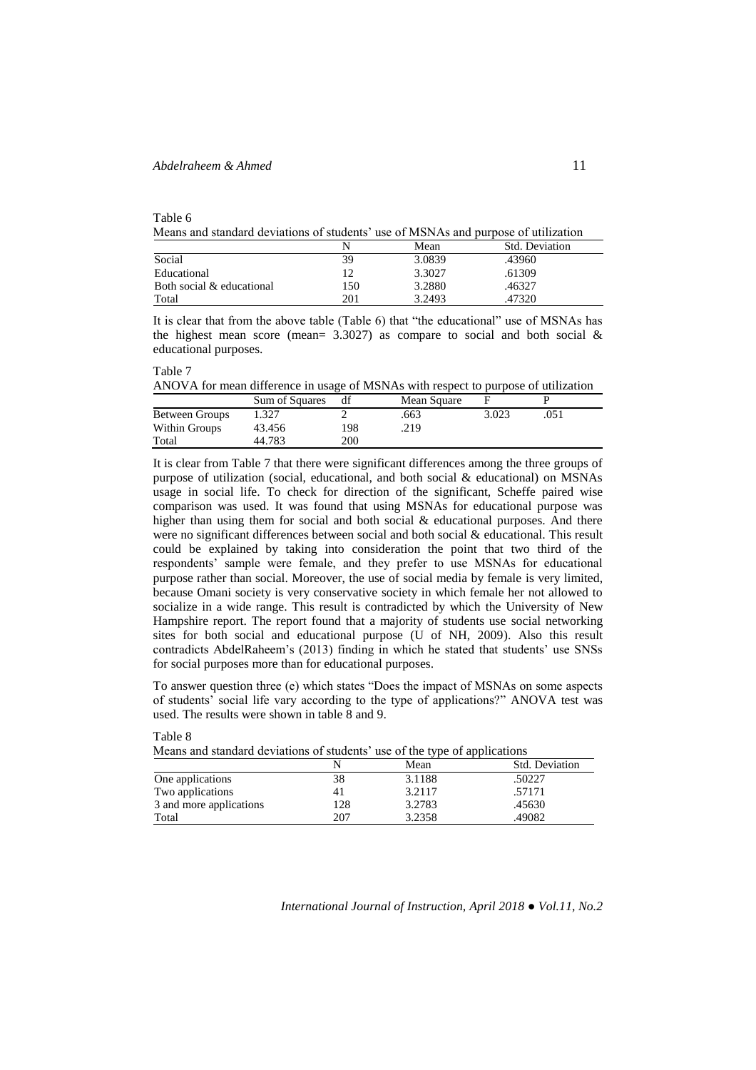Table 6

Means and standard deviations of students' use of MSNAs and purpose of utilization

| | N | Mean | Std. Deviation |
|---|---|---|---|
| Social | 39 | 3.0839 | .43960 |
| Educational | 12 | 3.3027 | .61309 |
| Both social & educational | 150 | 3.2880 | .46327 |
| Total | 201 | 3.2493 | .47320 |

It is clear that from the above table (Table 6) that "the educational" use of MSNAs has the highest mean score (mean= 3.3027) as compare to social and both social & educational purposes.

Table 7

ANOVA for mean difference in usage of MSNAs with respect to purpose of utilization

| | Sum of Squares | df | Mean Square | F | P |
|---|---|---|---|---|---|
| Between Groups | 1.327 | 2 | .663 | 3.023 | .051 |
| Within Groups | 43.456 | 198 | .219 | | |
| Total | 44.783 | 200 | | | |

It is clear from Table 7 that there were significant differences among the three groups of purpose of utilization (social, educational, and both social & educational) on MSNAs usage in social life. To check for direction of the significant, Scheffe paired wise comparison was used. It was found that using MSNAs for educational purpose was higher than using them for social and both social & educational purposes. And there were no significant differences between social and both social & educational. This result could be explained by taking into consideration the point that two third of the respondents' sample were female, and they prefer to use MSNAs for educational purpose rather than social. Moreover, the use of social media by female is very limited, because Omani society is very conservative society in which female her not allowed to socialize in a wide range. This result is contradicted by which the University of New Hampshire report. The report found that a majority of students use social networking sites for both social and educational purpose (U of NH, 2009). Also this result contradicts AbdelRaheem's (2013) finding in which he stated that students' use SNSs for social purposes more than for educational purposes.

To answer question three (e) which states "Does the impact of MSNAs on some aspects of students' social life vary according to the type of applications?" ANOVA test was used. The results were shown in table 8 and 9.

Table 8

Means and standard deviations of students' use of the type of applications

| | N | Mean | Std. Deviation |
|---|---|---|---|
| One applications | 38 | 3.1188 | .50227 |
| Two applications | 41 | 3.2117 | .57171 |
| 3 and more applications | 128 | 3.2783 | .45630 |
| Total | 207 | 3.2358 | .49082 |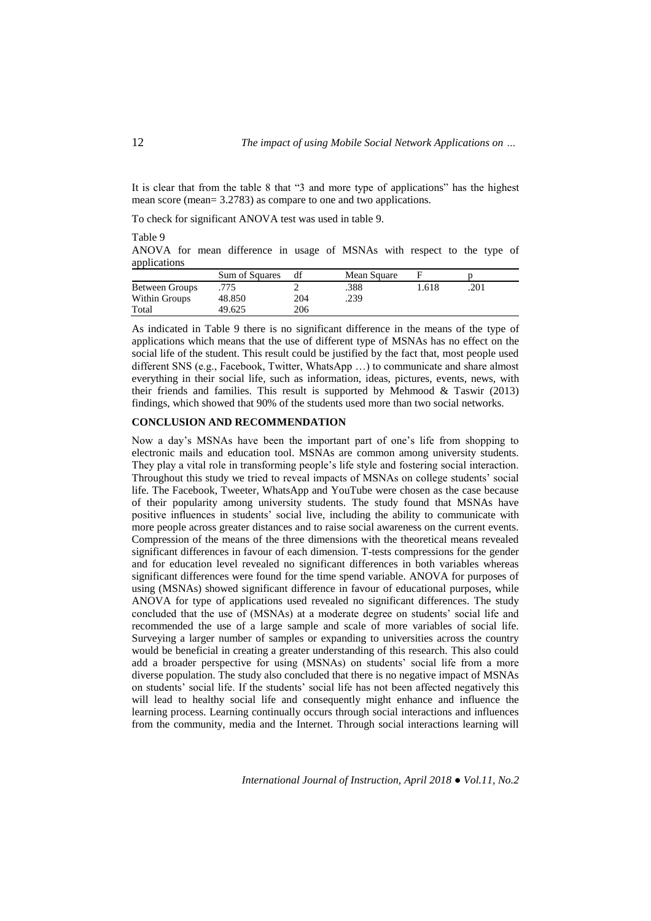It is clear that from the table 8 that "3 and more type of applications" has the highest mean score (mean= 3.2783) as compare to one and two applications.

To check for significant ANOVA test was used in table 9.

Table 9

ANOVA for mean difference in usage of MSNAs with respect to the type of applications

| | Sum of Squares | df | Mean Square | F | p |
|---|---|---|---|---|---|
| Between Groups | .775 | 2 | .388 | 1.618 | .201 |
| Within Groups | 48.850 | 204 | .239 | | |
| Total | 49.625 | 206 | | | |

As indicated in Table 9 there is no significant difference in the means of the type of applications which means that the use of different type of MSNAs has no effect on the social life of the student. This result could be justified by the fact that, most people used different SNS (e.g., Facebook, Twitter, WhatsApp …) to communicate and share almost everything in their social life, such as information, ideas, pictures, events, news, with their friends and families. This result is supported by Mehmood & Taswir (2013) findings, which showed that 90% of the students used more than two social networks.

## CONCLUSION AND RECOMMENDATION

Now a day's MSNAs have been the important part of one's life from shopping to electronic mails and education tool. MSNAs are common among university students. They play a vital role in transforming people's life style and fostering social interaction. Throughout this study we tried to reveal impacts of MSNAs on college students' social life. The Facebook, Tweeter, WhatsApp and YouTube were chosen as the case because of their popularity among university students. The study found that MSNAs have positive influences in students' social live, including the ability to communicate with more people across greater distances and to raise social awareness on the current events. Compression of the means of the three dimensions with the theoretical means revealed significant differences in favour of each dimension. T-tests compressions for the gender and for education level revealed no significant differences in both variables whereas significant differences were found for the time spend variable. ANOVA for purposes of using (MSNAs) showed significant difference in favour of educational purposes, while ANOVA for type of applications used revealed no significant differences. The study concluded that the use of (MSNAs) at a moderate degree on students' social life and recommended the use of a large sample and scale of more variables of social life. Surveying a larger number of samples or expanding to universities across the country would be beneficial in creating a greater understanding of this research. This also could add a broader perspective for using (MSNAs) on students' social life from a more diverse population. The study also concluded that there is no negative impact of MSNAs on students' social life. If the students' social life has not been affected negatively this will lead to healthy social life and consequently might enhance and influence the learning process. Learning continually occurs through social interactions and influences from the community, media and the Internet. Through social interactions learning will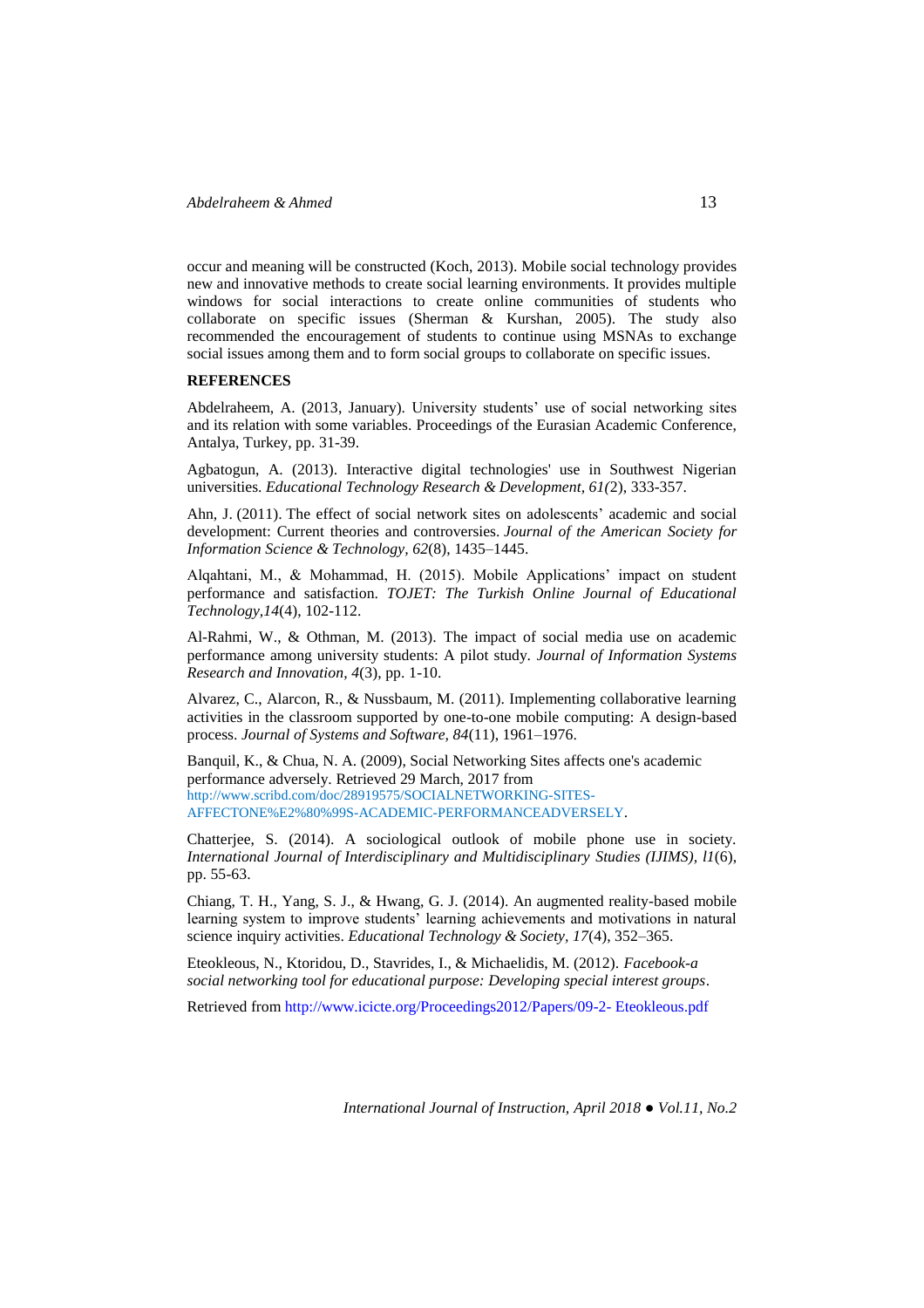occur and meaning will be constructed (Koch, 2013). Mobile social technology provides new and innovative methods to create social learning environments. It provides multiple windows for social interactions to create online communities of students who collaborate on specific issues (Sherman & Kurshan, 2005). The study also recommended the encouragement of students to continue using MSNAs to exchange social issues among them and to form social groups to collaborate on specific issues.

## REFERENCES

Abdelraheem, A. (2013, January). University students' use of social networking sites and its relation with some variables. Proceedings of the Eurasian Academic Conference, Antalya, Turkey, pp. 31-39.

Agbatogun, A. (2013). Interactive digital technologies' use in Southwest Nigerian universities. *Educational Technology Research & Development, 61(*2), 333-357.

Ahn, J. (2011). The effect of social network sites on adolescents' academic and social development: Current theories and controversies. *Journal of the American Society for Information Science & Technology, 62*(8), 1435–1445.

Alqahtani, M., & Mohammad, H. (2015). Mobile Applications' impact on student performance and satisfaction. *TOJET: The Turkish Online Journal of Educational Technology,14*(4), 102-112.

Al-Rahmi, W., & Othman, M. (2013). The impact of social media use on academic performance among university students: A pilot study. *Journal of Information Systems Research and Innovation, 4*(3), pp. 1-10.

Alvarez, C., Alarcon, R., & Nussbaum, M. (2011). Implementing collaborative learning activities in the classroom supported by one-to-one mobile computing: A design-based process. *Journal of Systems and Software, 84*(11), 1961–1976.

Banquil, K., & Chua, N. A. (2009), Social Networking Sites affects one's academic performance adversely. Retrieved 29 March, 2017 from http://www.scribd.com/doc/28919575/SOCIALNETWORKING-SITES-AFFECTONE%E2%80%99S-ACADEMIC-PERFORMANCEADVERSELY.

Chatterjee, S. (2014). A sociological outlook of mobile phone use in society. *International Journal of Interdisciplinary and Multidisciplinary Studies (IJIMS), l1*(6), pp. 55-63.

Chiang, T. H., Yang, S. J., & Hwang, G. J. (2014). An augmented reality-based mobile learning system to improve students' learning achievements and motivations in natural science inquiry activities. *Educational Technology & Society, 17*(4), 352–365.

Eteokleous, N., Ktoridou, D., Stavrides, I., & Michaelidis, M. (2012). *Facebook-a social networking tool for educational purpose: Developing special interest groups*.

Retrieved from http://www.icicte.org/Proceedings2012/Papers/09-2- Eteokleous.pdf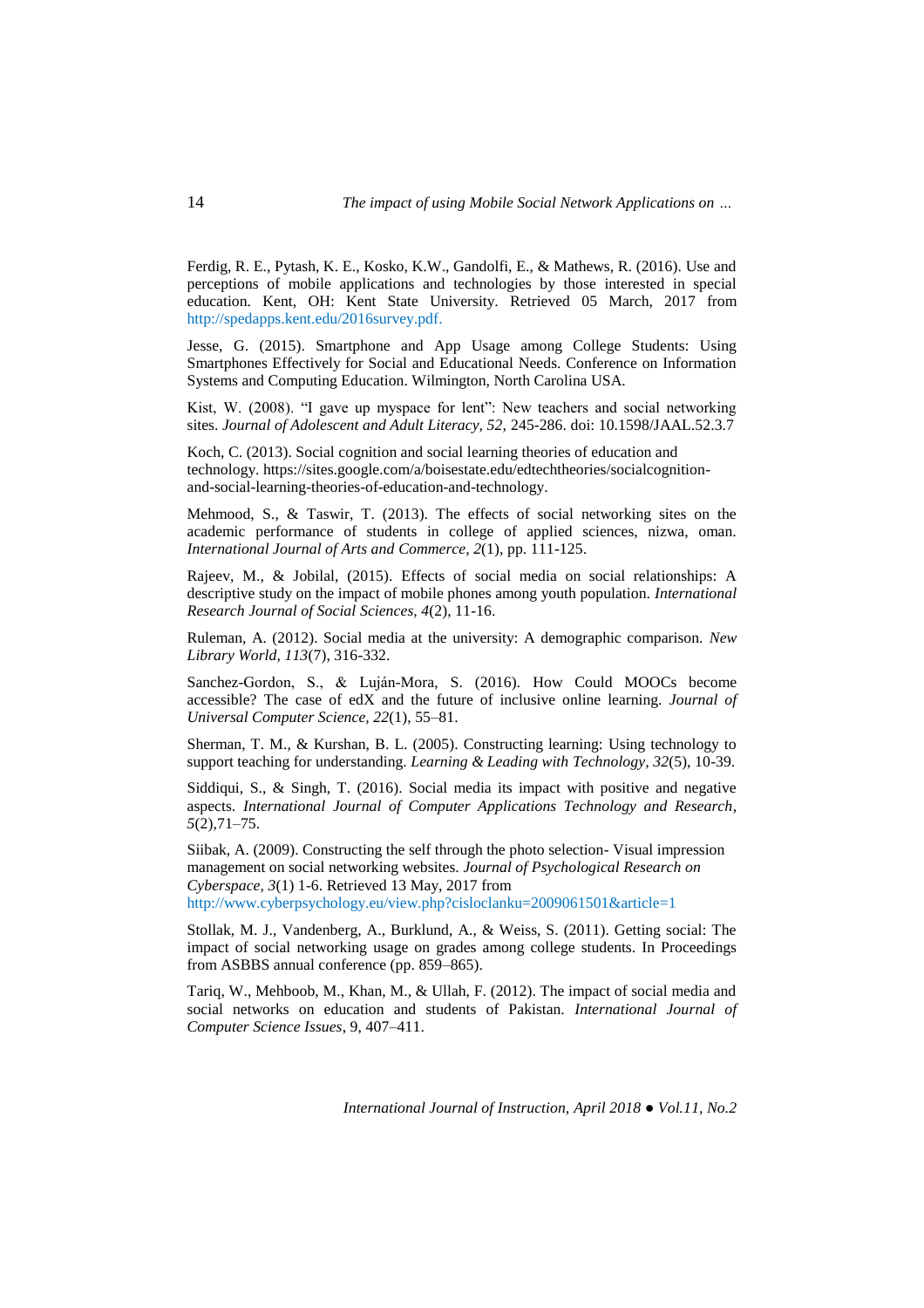Ferdig, R. E., Pytash, K. E., Kosko, K.W., Gandolfi, E., & Mathews, R. (2016). Use and perceptions of mobile applications and technologies by those interested in special education. Kent, OH: Kent State University. Retrieved 05 March, 2017 from http://spedapps.kent.edu/2016survey.pdf.

Jesse, G. (2015). Smartphone and App Usage among College Students: Using Smartphones Effectively for Social and Educational Needs. Conference on Information Systems and Computing Education. Wilmington, North Carolina USA.

Kist, W. (2008). "I gave up myspace for lent": New teachers and social networking sites. *Journal of Adolescent and Adult Literacy, 52,* 245-286. doi: 10.1598/JAAL.52.3.7

Koch, C. (2013). Social cognition and social learning theories of education and technology. https://sites.google.com/a/boisestate.edu/edtechtheories/socialcognition-and-social-learning-theories-of-education-and-technology.

Mehmood, S., & Taswir, T. (2013). The effects of social networking sites on the academic performance of students in college of applied sciences, nizwa, oman. *International Journal of Arts and Commerce, 2*(1), pp. 111-125.

Rajeev, M., & Jobilal, (2015). Effects of social media on social relationships: A descriptive study on the impact of mobile phones among youth population. *International Research Journal of Social Sciences, 4*(2), 11-16.

Ruleman, A. (2012). Social media at the university: A demographic comparison. *New Library World, 113*(7), 316-332.

Sanchez-Gordon, S., & Luján-Mora, S. (2016). How Could MOOCs become accessible? The case of edX and the future of inclusive online learning. *Journal of Universal Computer Science, 22*(1), 55–81.

Sherman, T. M., & Kurshan, B. L. (2005). Constructing learning: Using technology to support teaching for understanding. *Learning & Leading with Technology, 32*(5), 10-39.

Siddiqui, S., & Singh, T. (2016). Social media its impact with positive and negative aspects. *International Journal of Computer Applications Technology and Research, 5*(2),71–75.

Siibak, A. (2009). Constructing the self through the photo selection- Visual impression management on social networking websites. *Journal of Psychological Research on Cyberspace, 3*(1) 1-6. Retrieved 13 May, 2017 from http://www.cyberpsychology.eu/view.php?cisloclanku=2009061501&article=1

Stollak, M. J., Vandenberg, A., Burklund, A., & Weiss, S. (2011). Getting social: The impact of social networking usage on grades among college students. In Proceedings from ASBBS annual conference (pp. 859–865).

Tariq, W., Mehboob, M., Khan, M., & Ullah, F. (2012). The impact of social media and social networks on education and students of Pakistan. *International Journal of Computer Science Issues*, 9, 407–411.